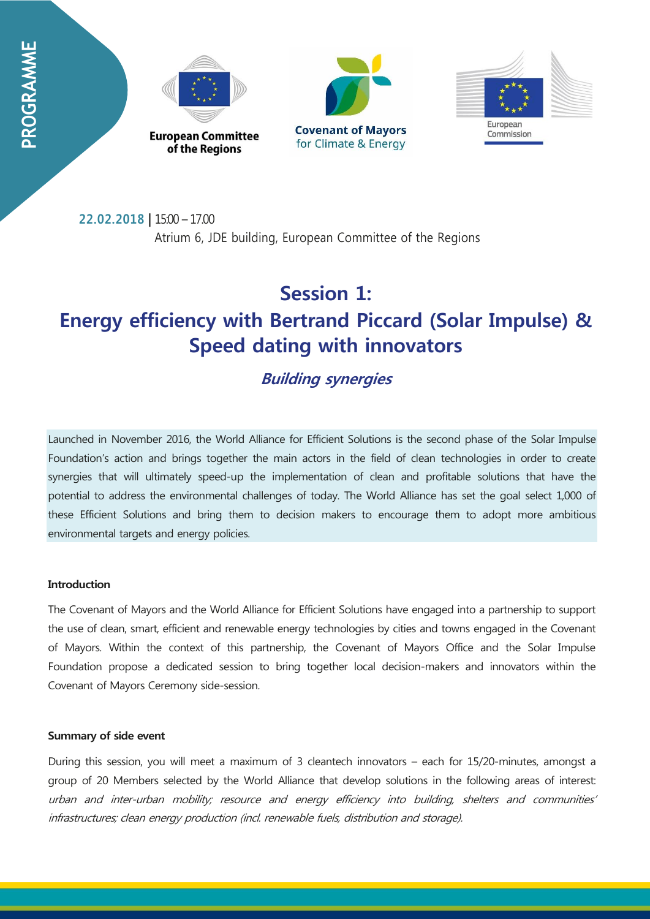PROGRAMME

European Committee of the Regions

Covenant of Mayors for Climate & Energy

European Commission

**22.02.2018** | 15:00 – 17.00

Atrium 6, JDE building, European Committee of the Regions

# Session 1: Energy efficiency with Bertrand Piccard (Solar Impulse) & Speed dating with innovators

## *Building synergies*

Launched in November 2016, the World Alliance for Efficient Solutions is the second phase of the Solar Impulse Foundation's action and brings together the main actors in the field of clean technologies in order to create synergies that will ultimately speed-up the implementation of clean and profitable solutions that have the potential to address the environmental challenges of today. The World Alliance has set the goal select 1,000 of these Efficient Solutions and bring them to decision makers to encourage them to adopt more ambitious environmental targets and energy policies.

**Introduction**

The Covenant of Mayors and the World Alliance for Efficient Solutions have engaged into a partnership to support the use of clean, smart, efficient and renewable energy technologies by cities and towns engaged in the Covenant of Mayors. Within the context of this partnership, the Covenant of Mayors Office and the Solar Impulse Foundation propose a dedicated session to bring together local decision-makers and innovators within the Covenant of Mayors Ceremony side-session.

**Summary of side event**

During this session, you will meet a maximum of 3 cleantech innovators – each for 15/20-minutes, amongst a group of 20 Members selected by the World Alliance that develop solutions in the following areas of interest: *urban and inter-urban mobility; resource and energy efficiency into building, shelters and communities' infrastructures; clean energy production (incl. renewable fuels, distribution and storage).*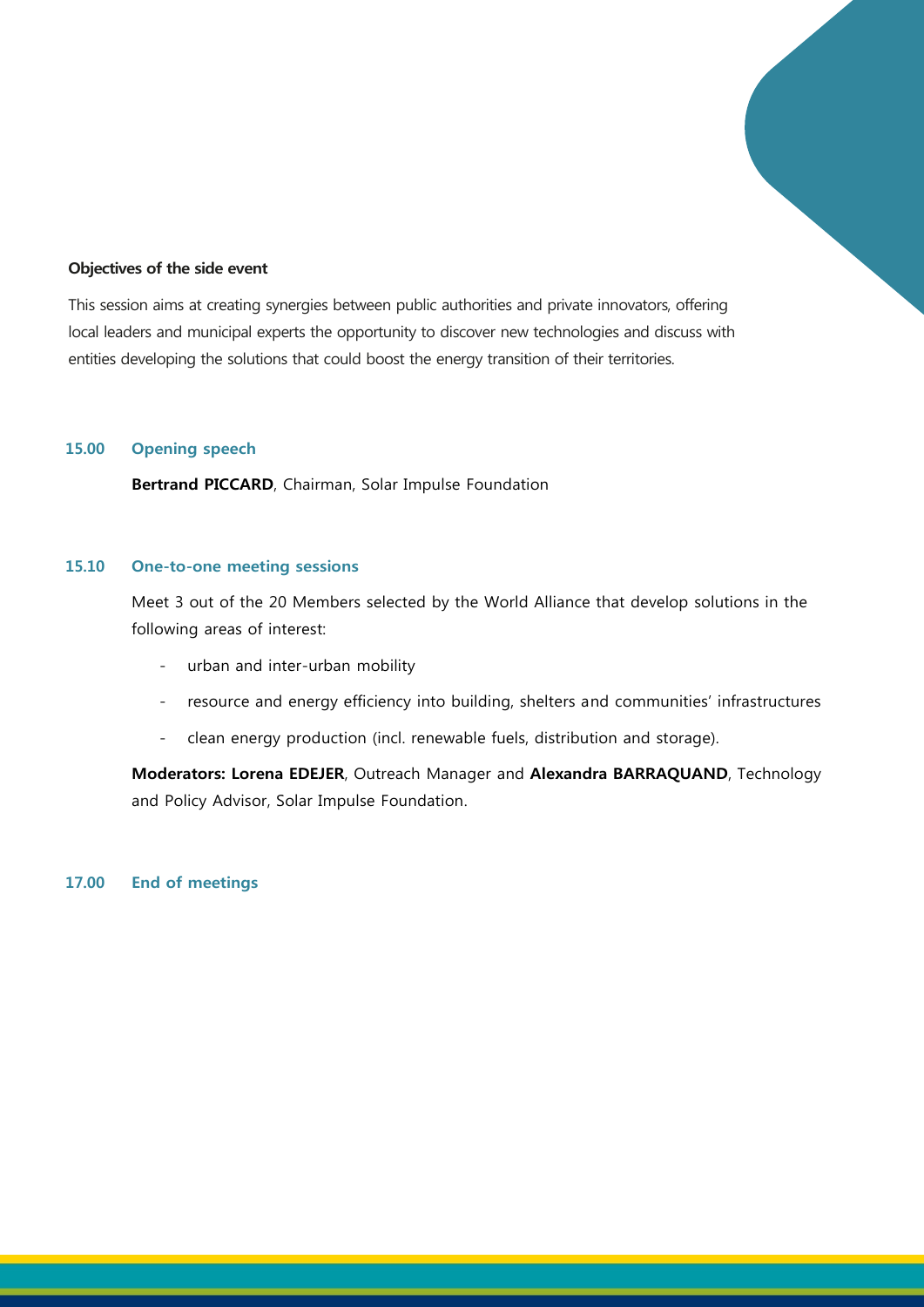**Objectives of the side event**

This session aims at creating synergies between public authorities and private innovators, offering local leaders and municipal experts the opportunity to discover new technologies and discuss with entities developing the solutions that could boost the energy transition of their territories.

**15.00 Opening speech**

**Bertrand PICCARD**, Chairman, Solar Impulse Foundation

**15.10 One-to-one meeting sessions**

Meet 3 out of the 20 Members selected by the World Alliance that develop solutions in the following areas of interest:

- urban and inter-urban mobility
- resource and energy efficiency into building, shelters and communities' infrastructures
- clean energy production (incl. renewable fuels, distribution and storage).

**Moderators: Lorena EDEJER**, Outreach Manager and **Alexandra BARRAQUAND**, Technology and Policy Advisor, Solar Impulse Foundation.

**17.00 End of meetings**